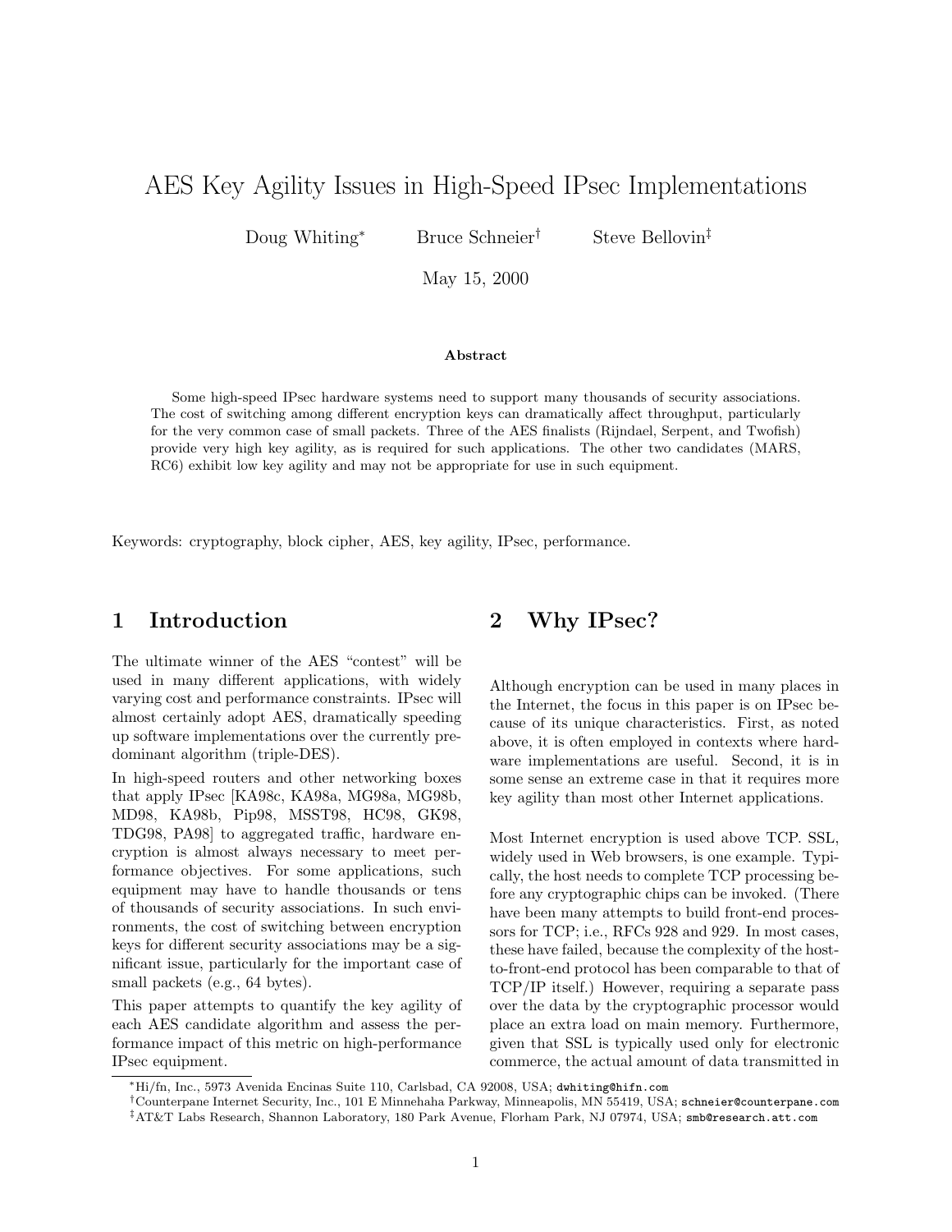# AES Key Agility Issues in High-Speed IPsec Implementations

Doug Whiting* Bruce Schneier† Steve Bellovin‡

May 15, 2000

**Abstract**

Some high-speed IPsec hardware systems need to support many thousands of security associations. The cost of switching among different encryption keys can dramatically affect throughput, particularly for the very common case of small packets. Three of the AES finalists (Rijndael, Serpent, and Twofish) provide very high key agility, as is required for such applications. The other two candidates (MARS, RC6) exhibit low key agility and may not be appropriate for use in such equipment.

Keywords: cryptography, block cipher, AES, key agility, IPsec, performance.

## 1 Introduction

The ultimate winner of the AES "contest" will be used in many different applications, with widely varying cost and performance constraints. IPsec will almost certainly adopt AES, dramatically speeding up software implementations over the currently predominant algorithm (triple-DES).

In high-speed routers and other networking boxes that apply IPsec [KA98c, KA98a, MG98a, MG98b, MD98, KA98b, Pip98, MSST98, HC98, GK98, TDG98, PA98] to aggregated traffic, hardware encryption is almost always necessary to meet performance objectives. For some applications, such equipment may have to handle thousands or tens of thousands of security associations. In such environments, the cost of switching between encryption keys for different security associations may be a significant issue, particularly for the important case of small packets (e.g., 64 bytes).

This paper attempts to quantify the key agility of each AES candidate algorithm and assess the performance impact of this metric on high-performance IPsec equipment.

## 2 Why IPsec?

Although encryption can be used in many places in the Internet, the focus in this paper is on IPsec because of its unique characteristics. First, as noted above, it is often employed in contexts where hardware implementations are useful. Second, it is in some sense an extreme case in that it requires more key agility than most other Internet applications.

Most Internet encryption is used above TCP. SSL, widely used in Web browsers, is one example. Typically, the host needs to complete TCP processing before any cryptographic chips can be invoked. (There have been many attempts to build front-end processors for TCP; i.e., RFCs 928 and 929. In most cases, these have failed, because the complexity of the host-to-front-end protocol has been comparable to that of TCP/IP itself.) However, requiring a separate pass over the data by the cryptographic processor would place an extra load on main memory. Furthermore, given that SSL is typically used only for electronic commerce, the actual amount of data transmitted in

*Hi/fn, Inc., 5973 Avenida Encinas Suite 110, Carlsbad, CA 92008, USA; dwhiting@hifn.com

†Counterpane Internet Security, Inc., 101 E Minnehaha Parkway, Minneapolis, MN 55419, USA; schneier@counterpane.com

‡AT&T Labs Research, Shannon Laboratory, 180 Park Avenue, Florham Park, NJ 07974, USA; smb@research.att.com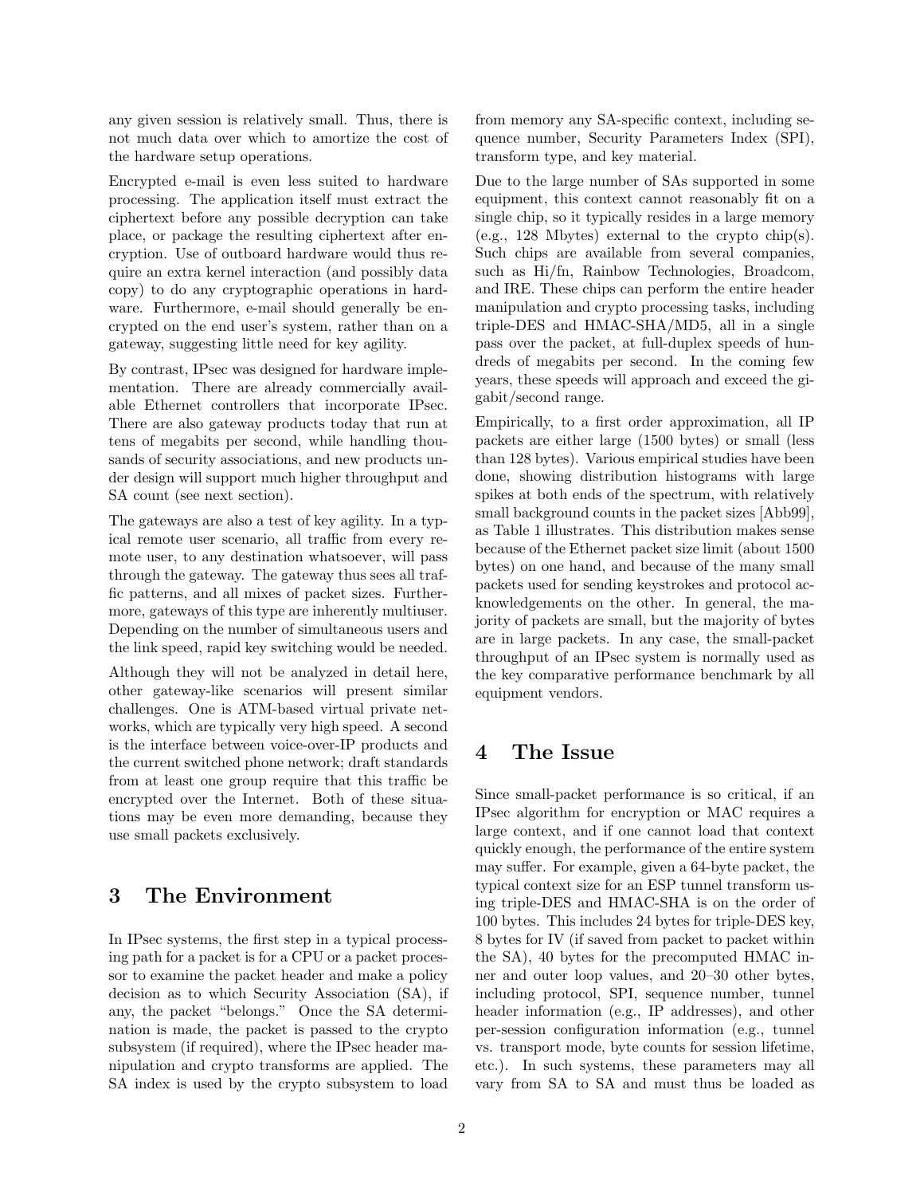any given session is relatively small. Thus, there is not much data over which to amortize the cost of the hardware setup operations.

Encrypted e-mail is even less suited to hardware processing. The application itself must extract the ciphertext before any possible decryption can take place, or package the resulting ciphertext after encryption. Use of outboard hardware would thus require an extra kernel interaction (and possibly data copy) to do any cryptographic operations in hardware. Furthermore, e-mail should generally be encrypted on the end user's system, rather than on a gateway, suggesting little need for key agility.

By contrast, IPsec was designed for hardware implementation. There are already commercially available Ethernet controllers that incorporate IPsec. There are also gateway products today that run at tens of megabits per second, while handling thousands of security associations, and new products under design will support much higher throughput and SA count (see next section).

The gateways are also a test of key agility. In a typical remote user scenario, all traffic from every remote user, to any destination whatsoever, will pass through the gateway. The gateway thus sees all traffic patterns, and all mixes of packet sizes. Furthermore, gateways of this type are inherently multiuser. Depending on the number of simultaneous users and the link speed, rapid key switching would be needed.

Although they will not be analyzed in detail here, other gateway-like scenarios will present similar challenges. One is ATM-based virtual private networks, which are typically very high speed. A second is the interface between voice-over-IP products and the current switched phone network; draft standards from at least one group require that this traffic be encrypted over the Internet. Both of these situations may be even more demanding, because they use small packets exclusively.

# 3 The Environment

In IPsec systems, the first step in a typical processing path for a packet is for a CPU or a packet processor to examine the packet header and make a policy decision as to which Security Association (SA), if any, the packet "belongs." Once the SA determination is made, the packet is passed to the crypto subsystem (if required), where the IPsec header manipulation and crypto transforms are applied. The SA index is used by the crypto subsystem to load from memory any SA-specific context, including sequence number, Security Parameters Index (SPI), transform type, and key material.

Due to the large number of SAs supported in some equipment, this context cannot reasonably fit on a single chip, so it typically resides in a large memory (e.g., 128 Mbytes) external to the crypto chip(s). Such chips are available from several companies, such as Hi/fn, Rainbow Technologies, Broadcom, and IRE. These chips can perform the entire header manipulation and crypto processing tasks, including triple-DES and HMAC-SHA/MD5, all in a single pass over the packet, at full-duplex speeds of hundreds of megabits per second. In the coming few years, these speeds will approach and exceed the gigabit/second range.

Empirically, to a first order approximation, all IP packets are either large (1500 bytes) or small (less than 128 bytes). Various empirical studies have been done, showing distribution histograms with large spikes at both ends of the spectrum, with relatively small background counts in the packet sizes [Abb99], as Table 1 illustrates. This distribution makes sense because of the Ethernet packet size limit (about 1500 bytes) on one hand, and because of the many small packets used for sending keystrokes and protocol acknowledgements on the other. In general, the majority of packets are small, but the majority of bytes are in large packets. In any case, the small-packet throughput of an IPsec system is normally used as the key comparative performance benchmark by all equipment vendors.

# 4 The Issue

Since small-packet performance is so critical, if an IPsec algorithm for encryption or MAC requires a large context, and if one cannot load that context quickly enough, the performance of the entire system may suffer. For example, given a 64-byte packet, the typical context size for an ESP tunnel transform using triple-DES and HMAC-SHA is on the order of 100 bytes. This includes 24 bytes for triple-DES key, 8 bytes for IV (if saved from packet to packet within the SA), 40 bytes for the precomputed HMAC inner and outer loop values, and 20–30 other bytes, including protocol, SPI, sequence number, tunnel header information (e.g., IP addresses), and other per-session configuration information (e.g., tunnel vs. transport mode, byte counts for session lifetime, etc.). In such systems, these parameters may all vary from SA to SA and must thus be loaded as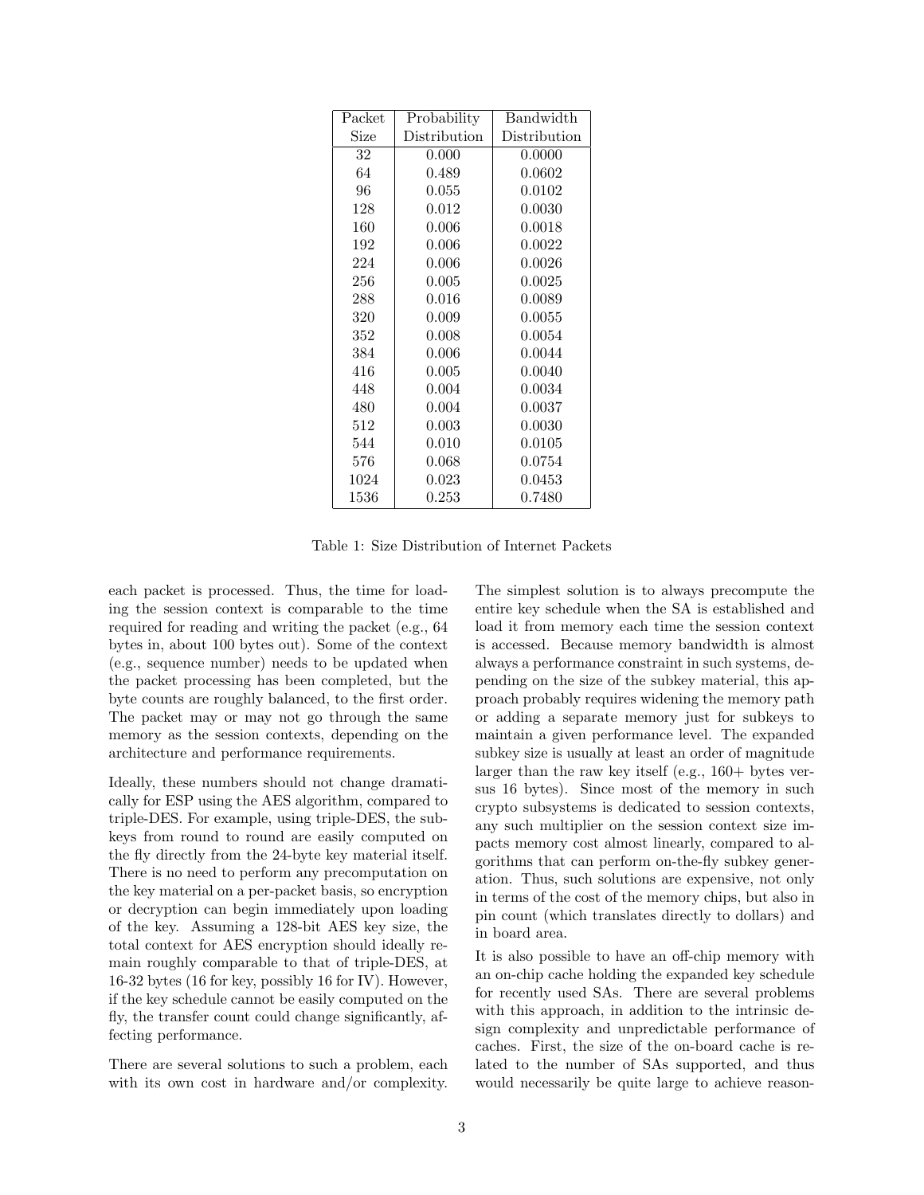| Packet Size | Probability Distribution | Bandwidth Distribution |
|---|---|---|
| 32 | 0.000 | 0.0000 |
| 64 | 0.489 | 0.0602 |
| 96 | 0.055 | 0.0102 |
| 128 | 0.012 | 0.0030 |
| 160 | 0.006 | 0.0018 |
| 192 | 0.006 | 0.0022 |
| 224 | 0.006 | 0.0026 |
| 256 | 0.005 | 0.0025 |
| 288 | 0.016 | 0.0089 |
| 320 | 0.009 | 0.0055 |
| 352 | 0.008 | 0.0054 |
| 384 | 0.006 | 0.0044 |
| 416 | 0.005 | 0.0040 |
| 448 | 0.004 | 0.0034 |
| 480 | 0.004 | 0.0037 |
| 512 | 0.003 | 0.0030 |
| 544 | 0.010 | 0.0105 |
| 576 | 0.068 | 0.0754 |
| 1024 | 0.023 | 0.0453 |
| 1536 | 0.253 | 0.7480 |

Table 1: Size Distribution of Internet Packets

each packet is processed. Thus, the time for loading the session context is comparable to the time required for reading and writing the packet (e.g., 64 bytes in, about 100 bytes out). Some of the context (e.g., sequence number) needs to be updated when the packet processing has been completed, but the byte counts are roughly balanced, to the first order. The packet may or may not go through the same memory as the session contexts, depending on the architecture and performance requirements.

Ideally, these numbers should not change dramatically for ESP using the AES algorithm, compared to triple-DES. For example, using triple-DES, the subkeys from round to round are easily computed on the fly directly from the 24-byte key material itself. There is no need to perform any precomputation on the key material on a per-packet basis, so encryption or decryption can begin immediately upon loading of the key. Assuming a 128-bit AES key size, the total context for AES encryption should ideally remain roughly comparable to that of triple-DES, at 16-32 bytes (16 for key, possibly 16 for IV). However, if the key schedule cannot be easily computed on the fly, the transfer count could change significantly, affecting performance.

There are several solutions to such a problem, each with its own cost in hardware and/or complexity. The simplest solution is to always precompute the entire key schedule when the SA is established and load it from memory each time the session context is accessed. Because memory bandwidth is almost always a performance constraint in such systems, depending on the size of the subkey material, this approach probably requires widening the memory path or adding a separate memory just for subkeys to maintain a given performance level. The expanded subkey size is usually at least an order of magnitude larger than the raw key itself (e.g., 160+ bytes versus 16 bytes). Since most of the memory in such crypto subsystems is dedicated to session contexts, any such multiplier on the session context size impacts memory cost almost linearly, compared to algorithms that can perform on-the-fly subkey generation. Thus, such solutions are expensive, not only in terms of the cost of the memory chips, but also in pin count (which translates directly to dollars) and in board area.

It is also possible to have an off-chip memory with an on-chip cache holding the expanded key schedule for recently used SAs. There are several problems with this approach, in addition to the intrinsic design complexity and unpredictable performance of caches. First, the size of the on-board cache is related to the number of SAs supported, and thus would necessarily be quite large to achieve reason-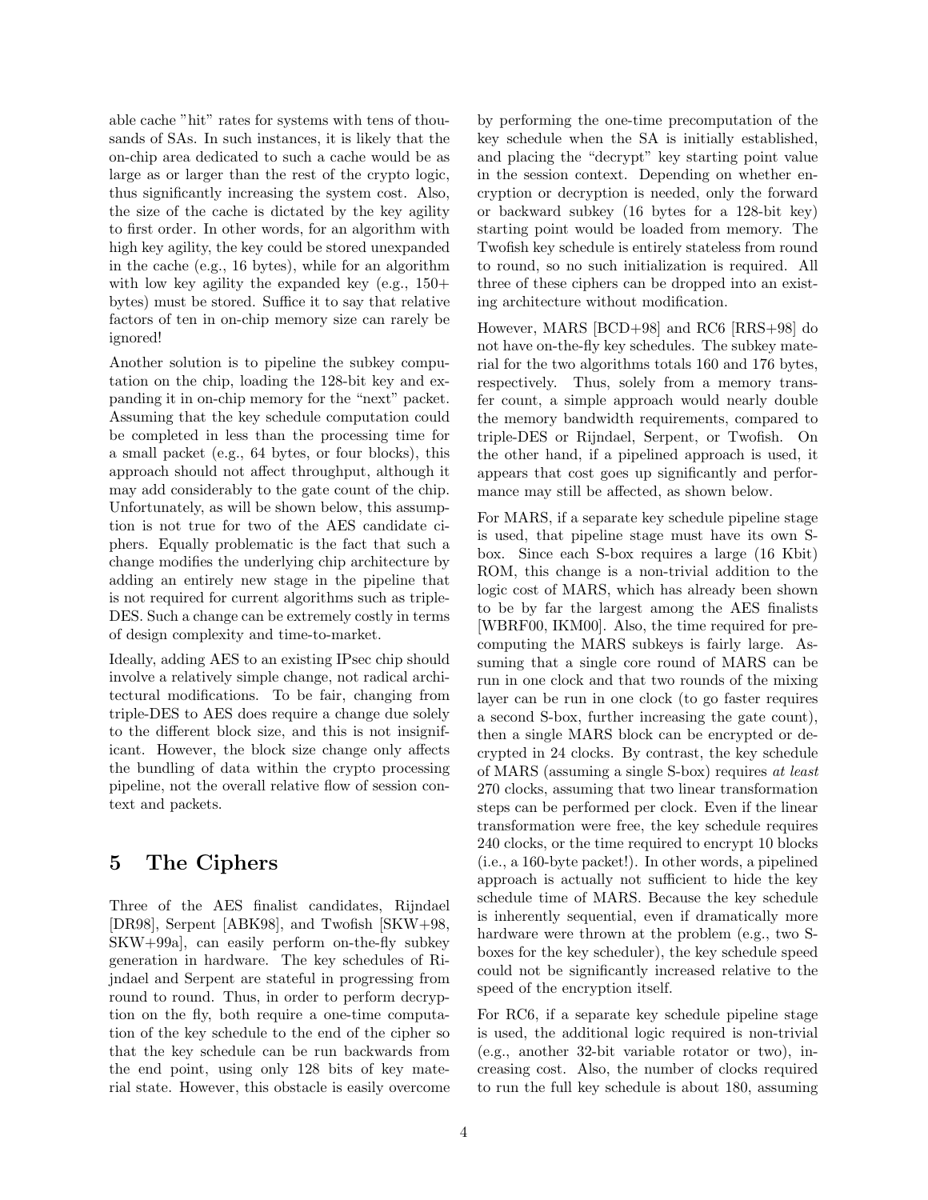able cache "hit" rates for systems with tens of thousands of SAs. In such instances, it is likely that the on-chip area dedicated to such a cache would be as large as or larger than the rest of the crypto logic, thus significantly increasing the system cost. Also, the size of the cache is dictated by the key agility to first order. In other words, for an algorithm with high key agility, the key could be stored unexpanded in the cache (e.g., 16 bytes), while for an algorithm with low key agility the expanded key (e.g., 150+ bytes) must be stored. Suffice it to say that relative factors of ten in on-chip memory size can rarely be ignored!

Another solution is to pipeline the subkey computation on the chip, loading the 128-bit key and expanding it in on-chip memory for the "next" packet. Assuming that the key schedule computation could be completed in less than the processing time for a small packet (e.g., 64 bytes, or four blocks), this approach should not affect throughput, although it may add considerably to the gate count of the chip. Unfortunately, as will be shown below, this assumption is not true for two of the AES candidate ciphers. Equally problematic is the fact that such a change modifies the underlying chip architecture by adding an entirely new stage in the pipeline that is not required for current algorithms such as triple-DES. Such a change can be extremely costly in terms of design complexity and time-to-market.

Ideally, adding AES to an existing IPsec chip should involve a relatively simple change, not radical architectural modifications. To be fair, changing from triple-DES to AES does require a change due solely to the different block size, and this is not insignificant. However, the block size change only affects the bundling of data within the crypto processing pipeline, not the overall relative flow of session context and packets.

# 5 The Ciphers

Three of the AES finalist candidates, Rijndael [DR98], Serpent [ABK98], and Twofish [SKW+98, SKW+99a], can easily perform on-the-fly subkey generation in hardware. The key schedules of Rijndael and Serpent are stateful in progressing from round to round. Thus, in order to perform decryption on the fly, both require a one-time computation of the key schedule to the end of the cipher so that the key schedule can be run backwards from the end point, using only 128 bits of key material state. However, this obstacle is easily overcome by performing the one-time precomputation of the key schedule when the SA is initially established, and placing the "decrypt" key starting point value in the session context. Depending on whether encryption or decryption is needed, only the forward or backward subkey (16 bytes for a 128-bit key) starting point would be loaded from memory. The Twofish key schedule is entirely stateless from round to round, so no such initialization is required. All three of these ciphers can be dropped into an existing architecture without modification.

However, MARS [BCD+98] and RC6 [RRS+98] do not have on-the-fly key schedules. The subkey material for the two algorithms totals 160 and 176 bytes, respectively. Thus, solely from a memory transfer count, a simple approach would nearly double the memory bandwidth requirements, compared to triple-DES or Rijndael, Serpent, or Twofish. On the other hand, if a pipelined approach is used, it appears that cost goes up significantly and performance may still be affected, as shown below.

For MARS, if a separate key schedule pipeline stage is used, that pipeline stage must have its own S-box. Since each S-box requires a large (16 Kbit) ROM, this change is a non-trivial addition to the logic cost of MARS, which has already been shown to be by far the largest among the AES finalists [WBRF00, IKM00]. Also, the time required for precomputing the MARS subkeys is fairly large. Assuming that a single core round of MARS can be run in one clock and that two rounds of the mixing layer can be run in one clock (to go faster requires a second S-box, further increasing the gate count), then a single MARS block can be encrypted or decrypted in 24 clocks. By contrast, the key schedule of MARS (assuming a single S-box) requires *at least* 270 clocks, assuming that two linear transformation steps can be performed per clock. Even if the linear transformation were free, the key schedule requires 240 clocks, or the time required to encrypt 10 blocks (i.e., a 160-byte packet!). In other words, a pipelined approach is actually not sufficient to hide the key schedule time of MARS. Because the key schedule is inherently sequential, even if dramatically more hardware were thrown at the problem (e.g., two S-boxes for the key scheduler), the key schedule speed could not be significantly increased relative to the speed of the encryption itself.

For RC6, if a separate key schedule pipeline stage is used, the additional logic required is non-trivial (e.g., another 32-bit variable rotator or two), increasing cost. Also, the number of clocks required to run the full key schedule is about 180, assuming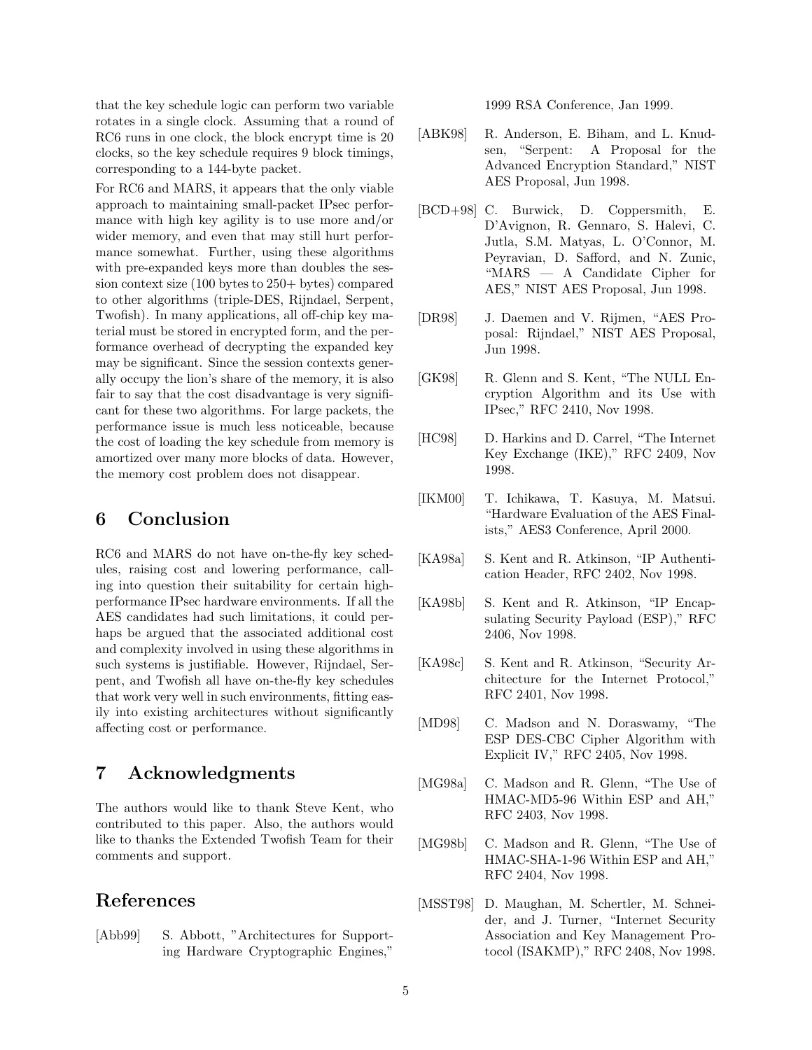that the key schedule logic can perform two variable rotates in a single clock. Assuming that a round of RC6 runs in one clock, the block encrypt time is 20 clocks, so the key schedule requires 9 block timings, corresponding to a 144-byte packet.

For RC6 and MARS, it appears that the only viable approach to maintaining small-packet IPsec performance with high key agility is to use more and/or wider memory, and even that may still hurt performance somewhat. Further, using these algorithms with pre-expanded keys more than doubles the session context size (100 bytes to 250+ bytes) compared to other algorithms (triple-DES, Rijndael, Serpent, Twofish). In many applications, all off-chip key material must be stored in encrypted form, and the performance overhead of decrypting the expanded key may be significant. Since the session contexts generally occupy the lion's share of the memory, it is also fair to say that the cost disadvantage is very significant for these two algorithms. For large packets, the performance issue is much less noticeable, because the cost of loading the key schedule from memory is amortized over many more blocks of data. However, the memory cost problem does not disappear.

## 6 Conclusion

RC6 and MARS do not have on-the-fly key schedules, raising cost and lowering performance, calling into question their suitability for certain high-performance IPsec hardware environments. If all the AES candidates had such limitations, it could perhaps be argued that the associated additional cost and complexity involved in using these algorithms in such systems is justifiable. However, Rijndael, Serpent, and Twofish all have on-the-fly key schedules that work very well in such environments, fitting easily into existing architectures without significantly affecting cost or performance.

## 7 Acknowledgments

The authors would like to thank Steve Kent, who contributed to this paper. Also, the authors would like to thanks the Extended Twofish Team for their comments and support.

## References

[Abb99] S. Abbott, "Architectures for Supporting Hardware Cryptographic Engines," 1999 RSA Conference, Jan 1999.

[ABK98] R. Anderson, E. Biham, and L. Knudsen, "Serpent: A Proposal for the Advanced Encryption Standard," NIST AES Proposal, Jun 1998.

[BCD+98] C. Burwick, D. Coppersmith, E. D'Avignon, R. Gennaro, S. Halevi, C. Jutla, S.M. Matyas, L. O'Connor, M. Peyravian, D. Safford, and N. Zunic, "MARS — A Candidate Cipher for AES," NIST AES Proposal, Jun 1998.

[DR98] J. Daemen and V. Rijmen, "AES Proposal: Rijndael," NIST AES Proposal, Jun 1998.

[GK98] R. Glenn and S. Kent, "The NULL Encryption Algorithm and its Use with IPsec," RFC 2410, Nov 1998.

[HC98] D. Harkins and D. Carrel, "The Internet Key Exchange (IKE)," RFC 2409, Nov 1998.

[IKM00] T. Ichikawa, T. Kasuya, M. Matsui. "Hardware Evaluation of the AES Finalists," AES3 Conference, April 2000.

[KA98a] S. Kent and R. Atkinson, "IP Authentication Header, RFC 2402, Nov 1998.

[KA98b] S. Kent and R. Atkinson, "IP Encapsulating Security Payload (ESP)," RFC 2406, Nov 1998.

[KA98c] S. Kent and R. Atkinson, "Security Architecture for the Internet Protocol," RFC 2401, Nov 1998.

[MD98] C. Madson and N. Doraswamy, "The ESP DES-CBC Cipher Algorithm with Explicit IV," RFC 2405, Nov 1998.

[MG98a] C. Madson and R. Glenn, "The Use of HMAC-MD5-96 Within ESP and AH," RFC 2403, Nov 1998.

[MG98b] C. Madson and R. Glenn, "The Use of HMAC-SHA-1-96 Within ESP and AH," RFC 2404, Nov 1998.

[MSST98] D. Maughan, M. Schertler, M. Schneider, and J. Turner, "Internet Security Association and Key Management Protocol (ISAKMP)," RFC 2408, Nov 1998.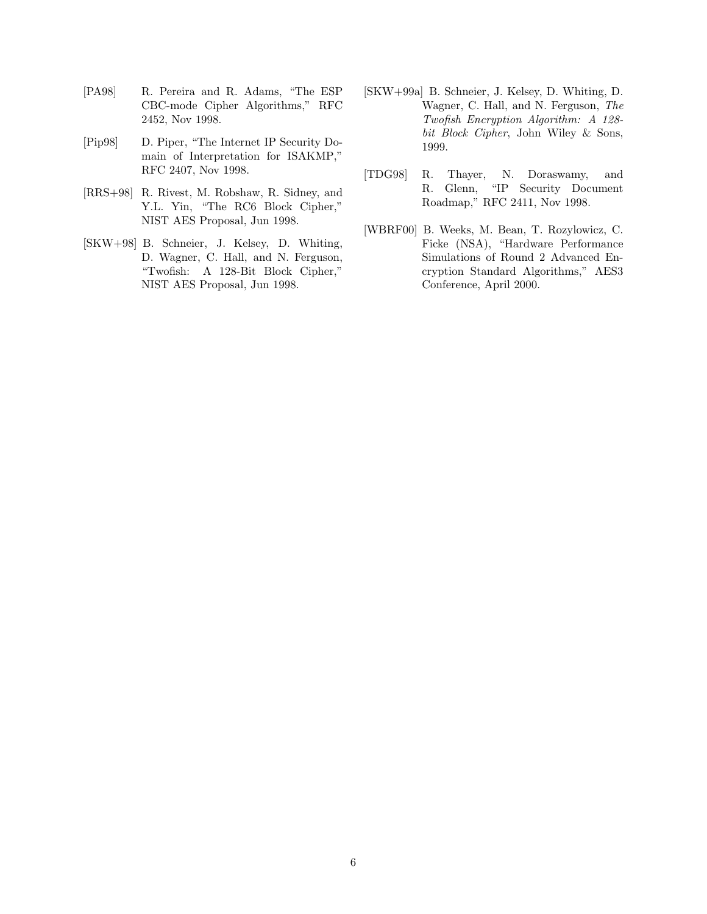[PA98] R. Pereira and R. Adams, "The ESP CBC-mode Cipher Algorithms," RFC 2452, Nov 1998.

[Pip98] D. Piper, "The Internet IP Security Domain of Interpretation for ISAKMP," RFC 2407, Nov 1998.

[RRS+98] R. Rivest, M. Robshaw, R. Sidney, and Y.L. Yin, "The RC6 Block Cipher," NIST AES Proposal, Jun 1998.

[SKW+98] B. Schneier, J. Kelsey, D. Whiting, D. Wagner, C. Hall, and N. Ferguson, "Twofish: A 128-Bit Block Cipher," NIST AES Proposal, Jun 1998.

[SKW+99a] B. Schneier, J. Kelsey, D. Whiting, D. Wagner, C. Hall, and N. Ferguson, *The Twofish Encryption Algorithm: A 128-bit Block Cipher*, John Wiley & Sons, 1999.

[TDG98] R. Thayer, N. Doraswamy, and R. Glenn, "IP Security Document Roadmap," RFC 2411, Nov 1998.

[WBRF00] B. Weeks, M. Bean, T. Rozylowicz, C. Ficke (NSA), "Hardware Performance Simulations of Round 2 Advanced Encryption Standard Algorithms," AES3 Conference, April 2000.